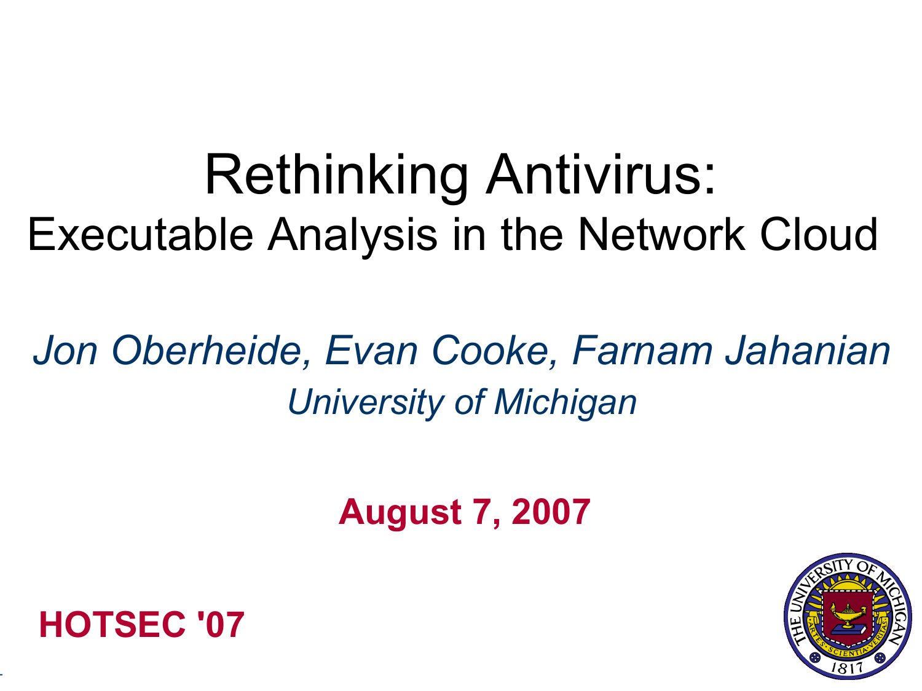# Rethinking Antivirus:

## Executable Analysis in the Network Cloud

*Jon Oberheide, Evan Cooke, Farnam Jahanian*

*University of Michigan*

**August 7, 2007**

**HOTSEC '07**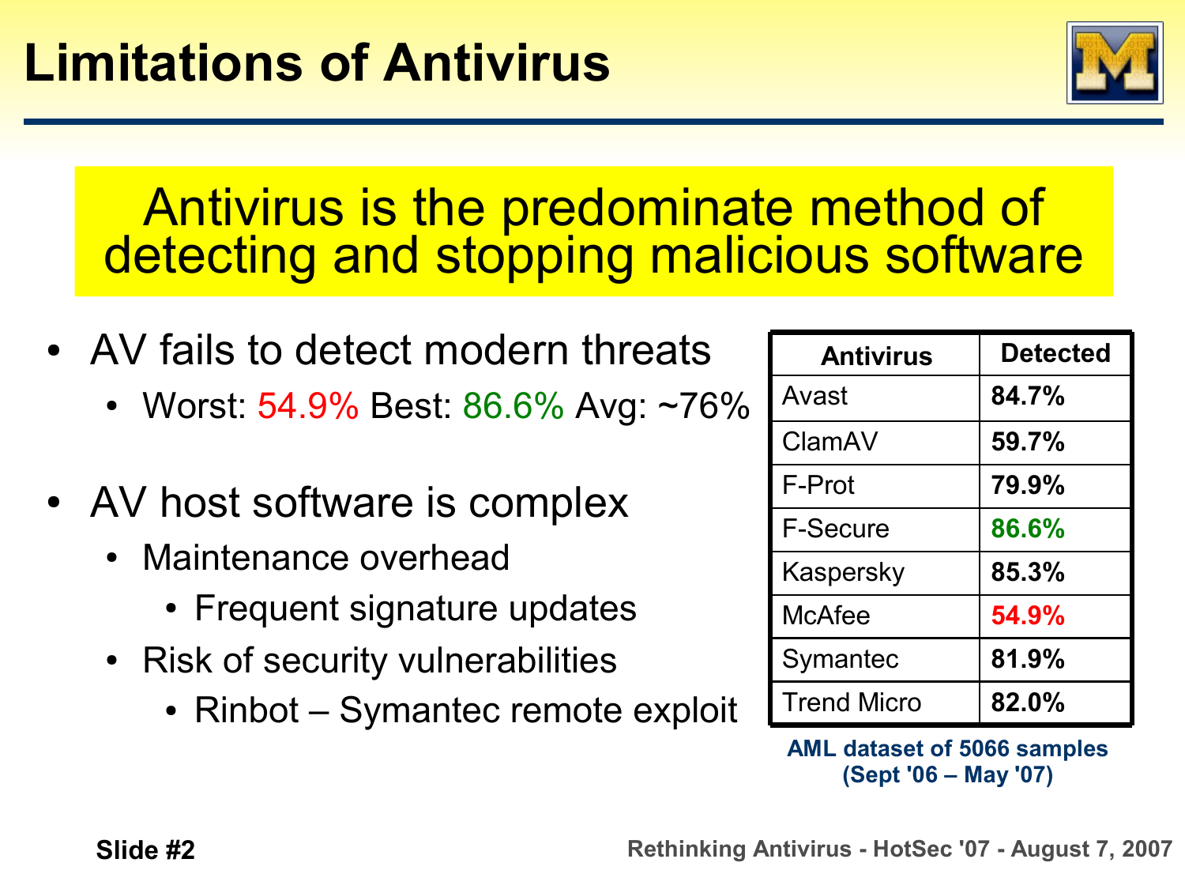# Limitations of Antivirus

**Antivirus is the predominate method of detecting and stopping malicious software**

- AV fails to detect modern threats
  - Worst: 54.9% Best: 86.6% Avg: ~76%
- AV host software is complex
  - Maintenance overhead
    - Frequent signature updates
  - Risk of security vulnerabilities
    - Rinbot – Symantec remote exploit

| Antivirus | Detected |
| --- | --- |
| Avast | **84.7%** |
| ClamAV | **59.7%** |
| F-Prot | **79.9%** |
| F-Secure | **86.6%** |
| Kaspersky | **85.3%** |
| McAfee | **54.9%** |
| Symantec | **81.9%** |
| Trend Micro | **82.0%** |

**AML dataset of 5066 samples (Sept '06 – May '07)**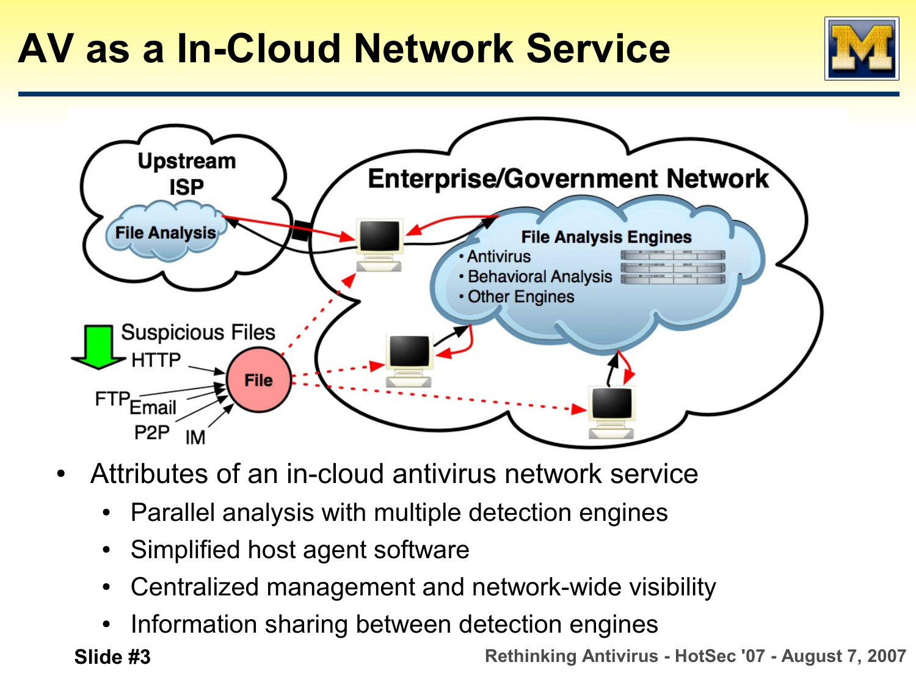# AV as a In-Cloud Network Service

- Attributes of an in-cloud antivirus network service
  - Parallel analysis with multiple detection engines
  - Simplified host agent software
  - Centralized management and network-wide visibility
  - Information sharing between detection engines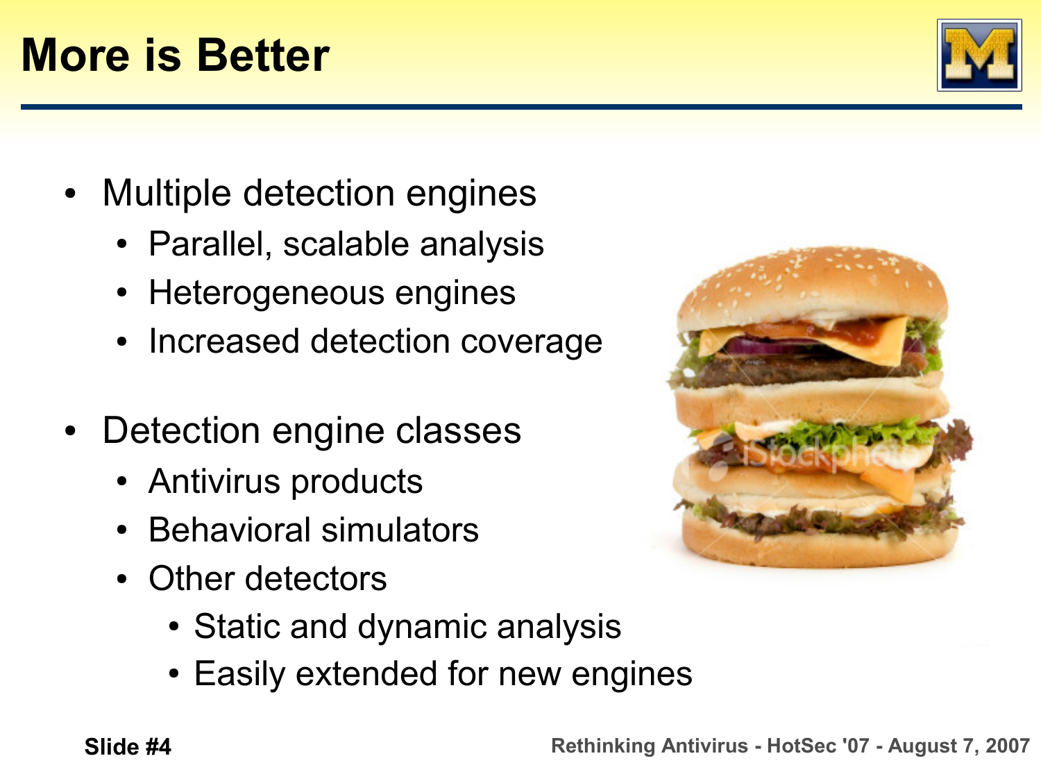# More is Better

- Multiple detection engines
  - Parallel, scalable analysis
  - Heterogeneous engines
  - Increased detection coverage
- Detection engine classes
  - Antivirus products
  - Behavioral simulators
  - Other detectors
    - Static and dynamic analysis
    - Easily extended for new engines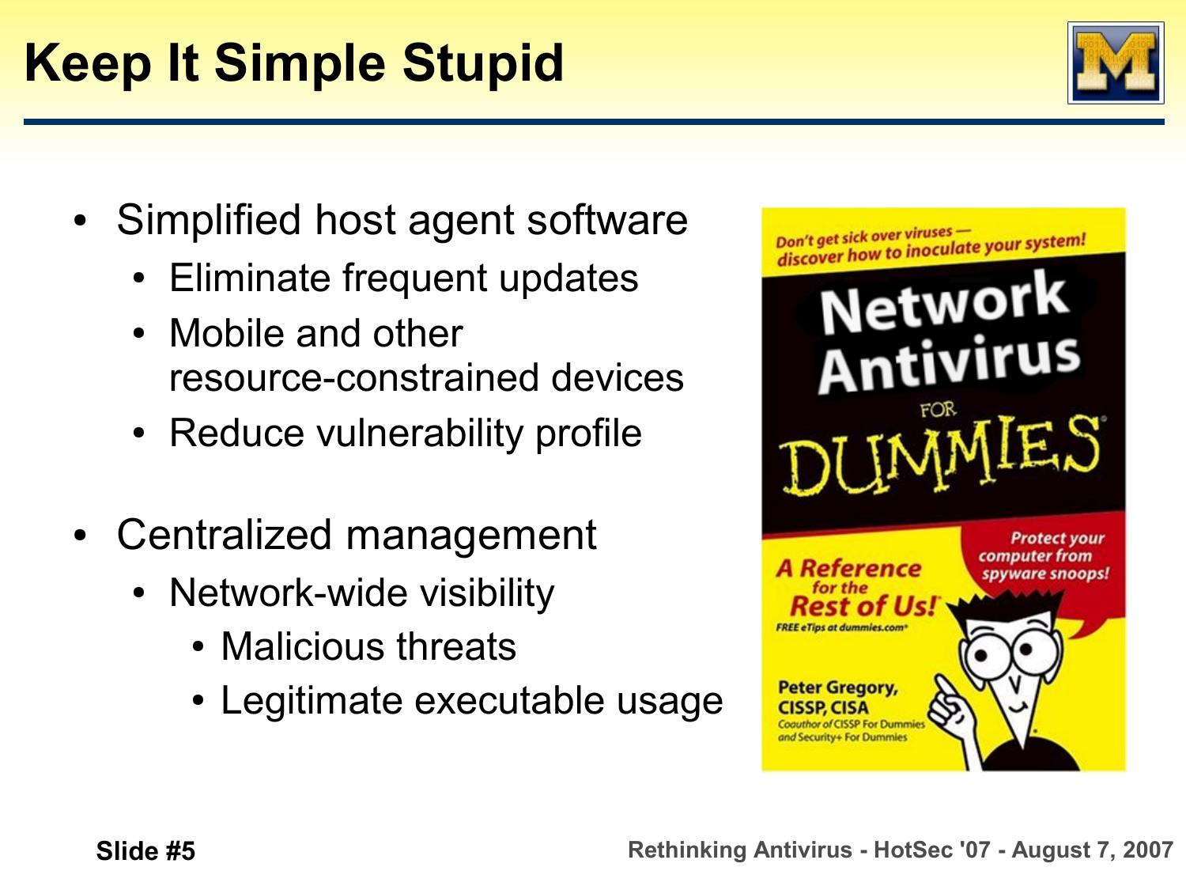# Keep It Simple Stupid

- Simplified host agent software
  - Eliminate frequent updates
  - Mobile and other resource-constrained devices
  - Reduce vulnerability profile
- Centralized management
  - Network-wide visibility
    - Malicious threats
    - Legitimate executable usage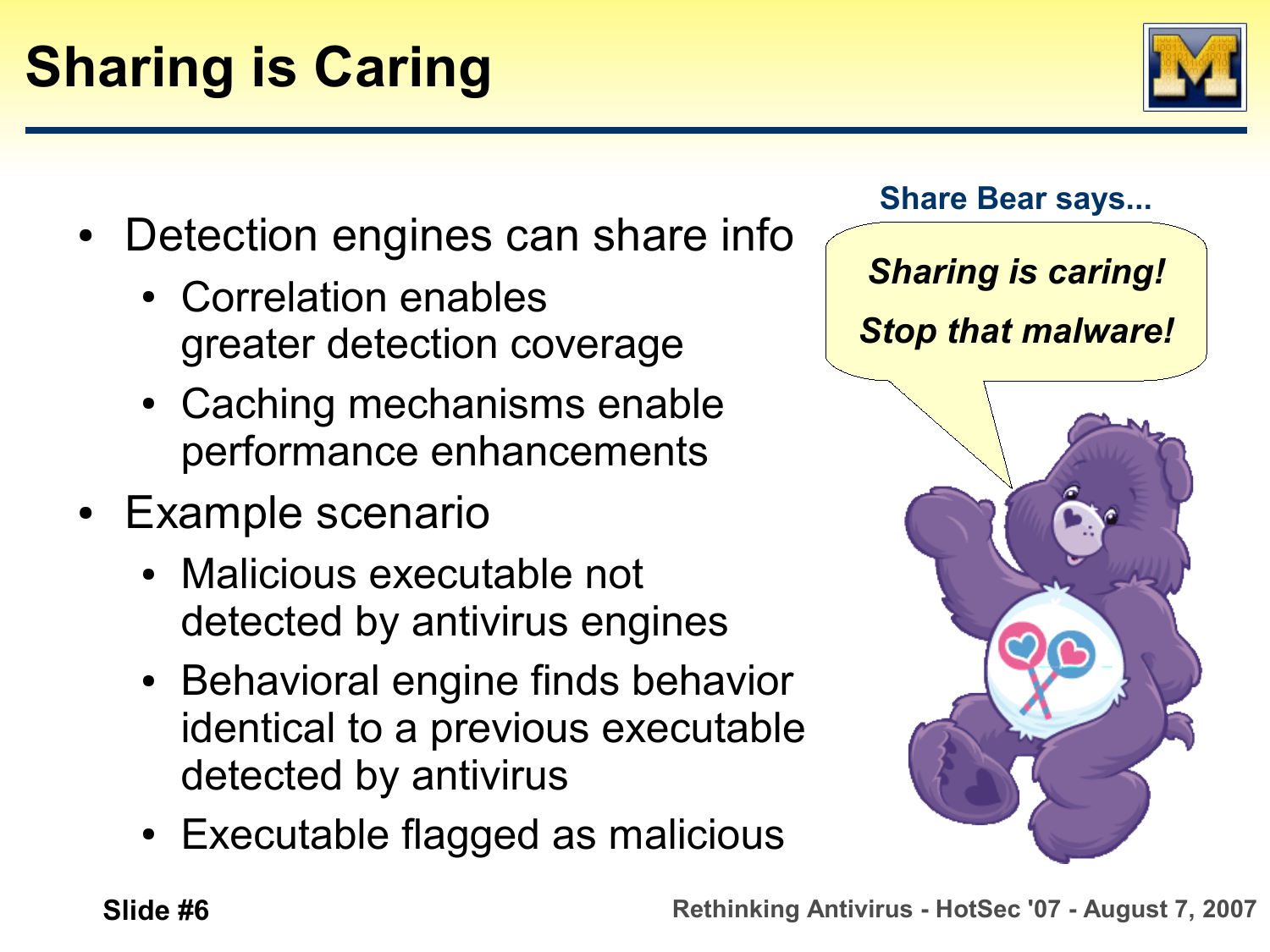# Sharing is Caring

- Detection engines can share info
  - Correlation enables greater detection coverage
  - Caching mechanisms enable performance enhancements
- Example scenario
  - Malicious executable not detected by antivirus engines
  - Behavioral engine finds behavior identical to a previous executable detected by antivirus
  - Executable flagged as malicious

**Share Bear says...**

***Sharing is caring!***

***Stop that malware!***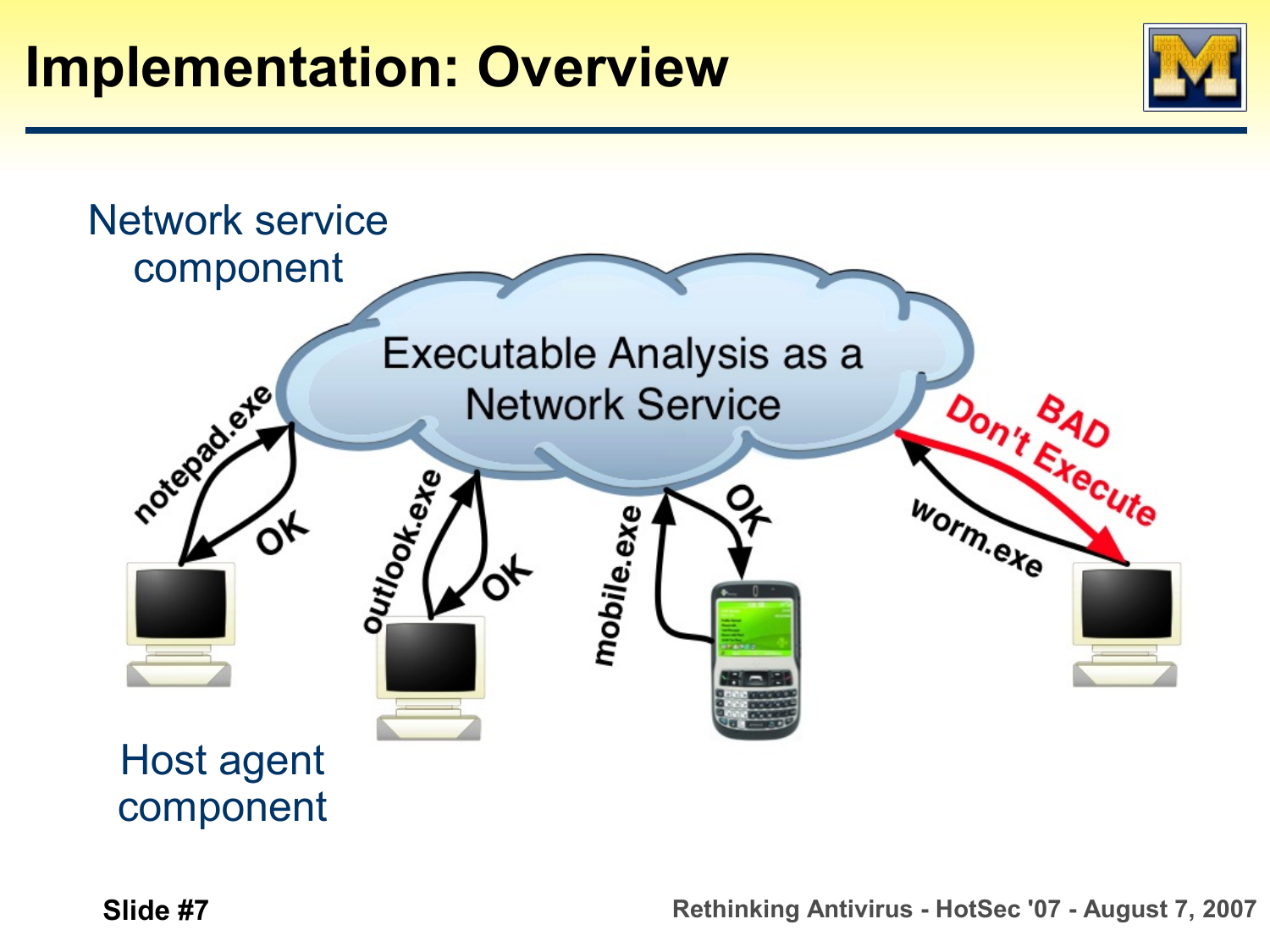# Implementation: Overview

Network service component

Executable Analysis as a Network Service

notepad.exe

OK

outlook.exe

OK

mobile.exe

OK

worm.exe

BAD Don't Execute

Host agent component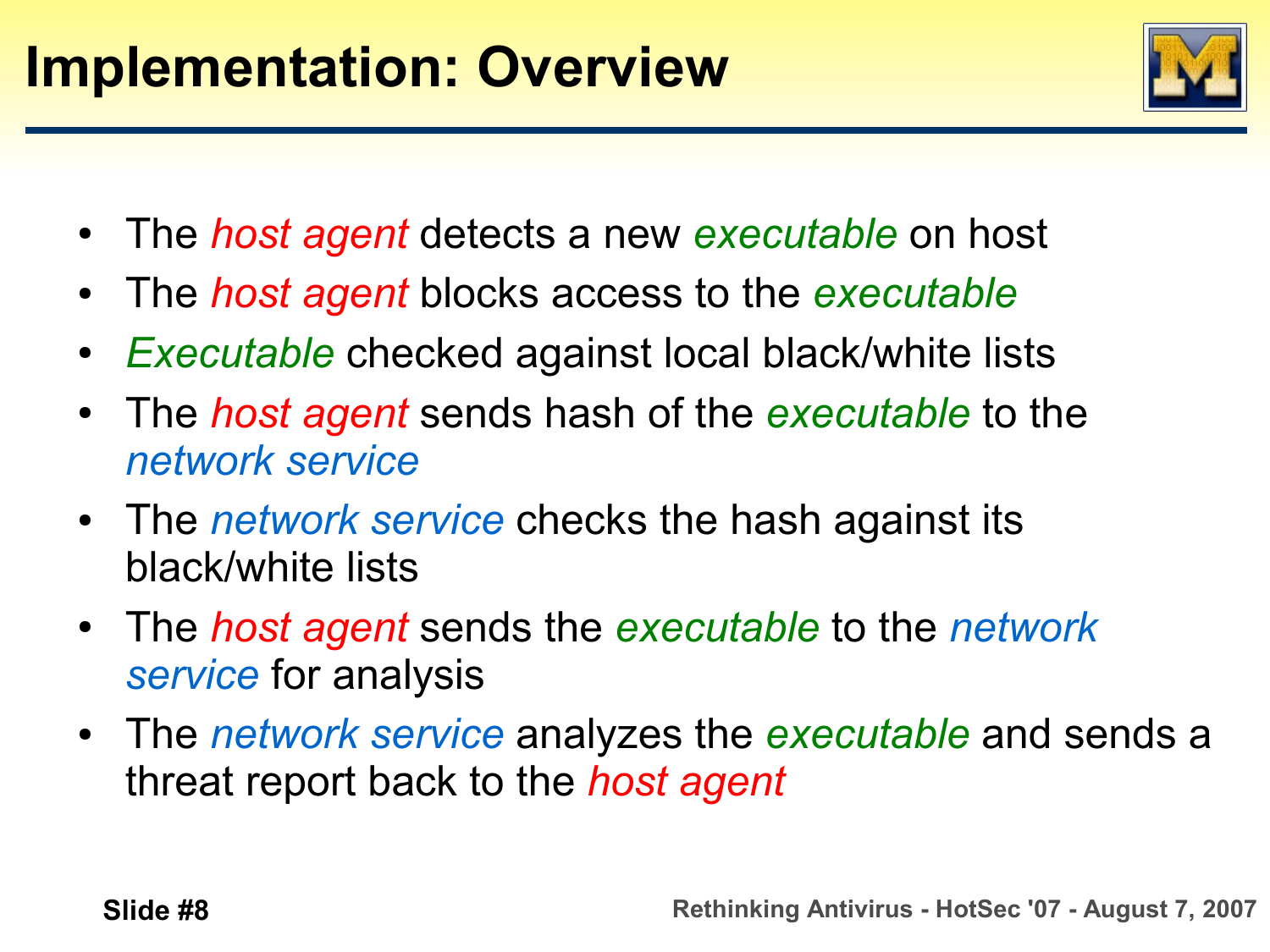# Implementation: Overview

- The *host agent* detects a new *executable* on host
- The *host agent* blocks access to the *executable*
- *Executable* checked against local black/white lists
- The *host agent* sends hash of the *executable* to the *network service*
- The *network service* checks the hash against its black/white lists
- The *host agent* sends the *executable* to the *network service* for analysis
- The *network service* analyzes the *executable* and sends a threat report back to the *host agent*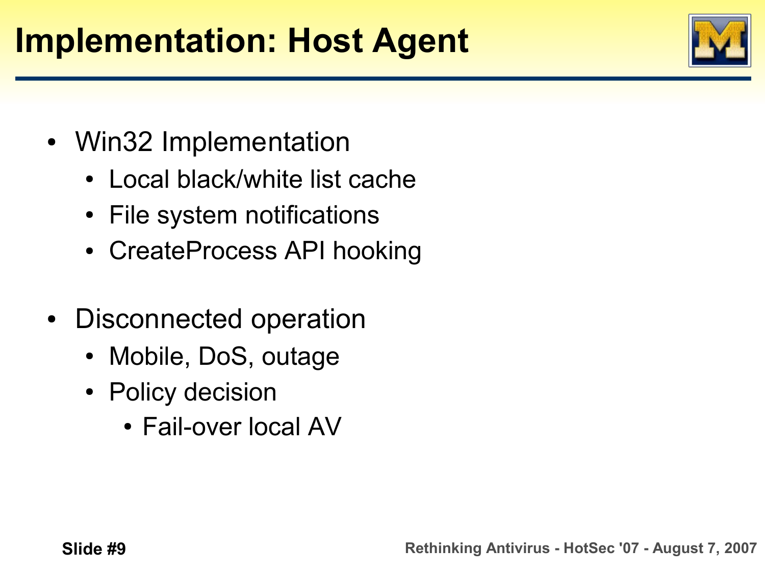# Implementation: Host Agent

- Win32 Implementation
  - Local black/white list cache
  - File system notifications
  - CreateProcess API hooking
- Disconnected operation
  - Mobile, DoS, outage
  - Policy decision
    - Fail-over local AV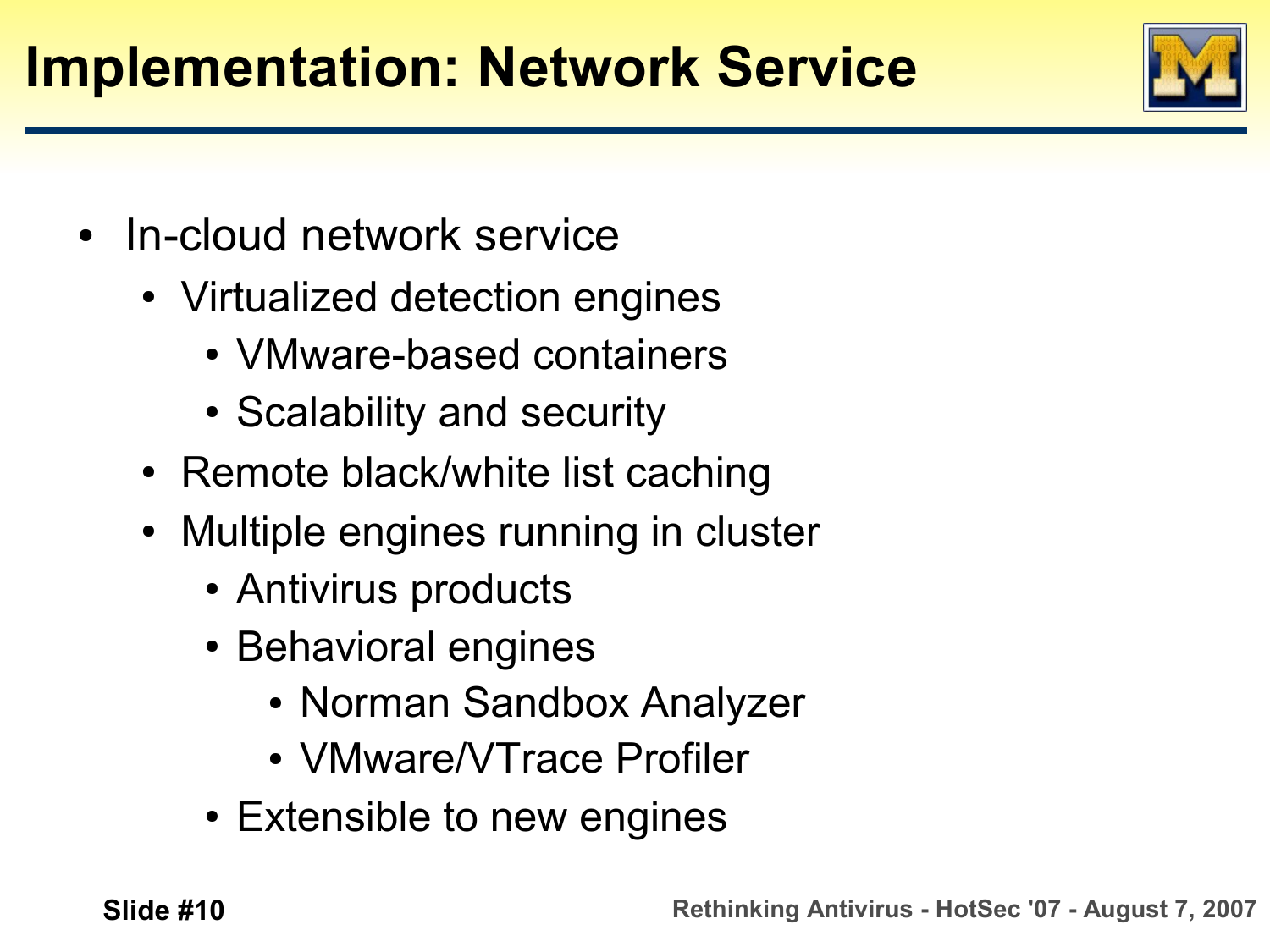# Implementation: Network Service

- In-cloud network service
  - Virtualized detection engines
    - VMware-based containers
    - Scalability and security
  - Remote black/white list caching
  - Multiple engines running in cluster
    - Antivirus products
    - Behavioral engines
      - Norman Sandbox Analyzer
      - VMware/VTrace Profiler
    - Extensible to new engines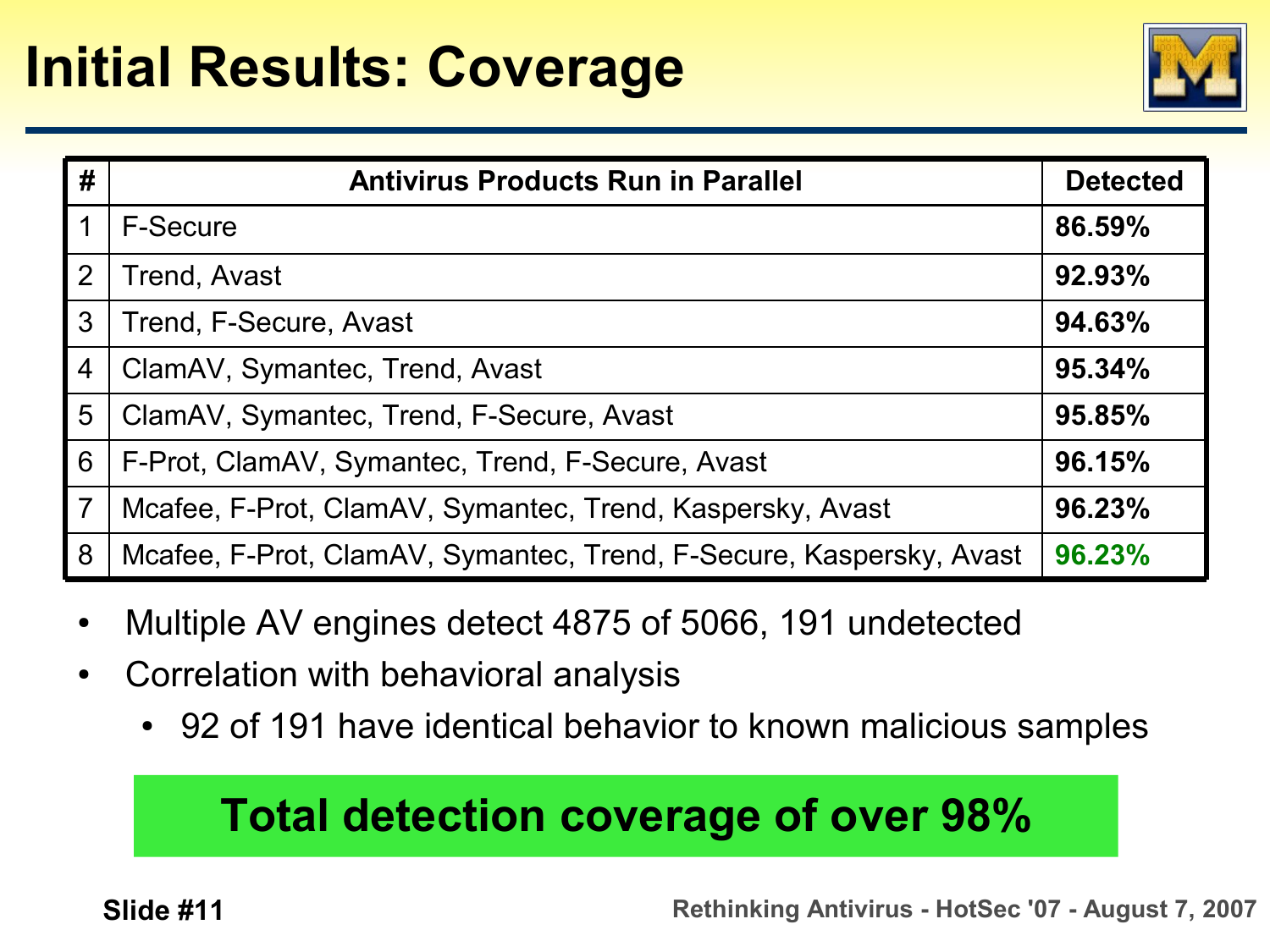# Initial Results: Coverage

| # | Antivirus Products Run in Parallel | Detected |
|---|---|---|
| 1 | F-Secure | **86.59%** |
| 2 | Trend, Avast | **92.93%** |
| 3 | Trend, F-Secure, Avast | **94.63%** |
| 4 | ClamAV, Symantec, Trend, Avast | **95.34%** |
| 5 | ClamAV, Symantec, Trend, F-Secure, Avast | **95.85%** |
| 6 | F-Prot, ClamAV, Symantec, Trend, F-Secure, Avast | **96.15%** |
| 7 | Mcafee, F-Prot, ClamAV, Symantec, Trend, Kaspersky, Avast | **96.23%** |
| 8 | Mcafee, F-Prot, ClamAV, Symantec, Trend, F-Secure, Kaspersky, Avast | **96.23%** |

- Multiple AV engines detect 4875 of 5066, 191 undetected
- Correlation with behavioral analysis
  - 92 of 191 have identical behavior to known malicious samples

**Total detection coverage of over 98%**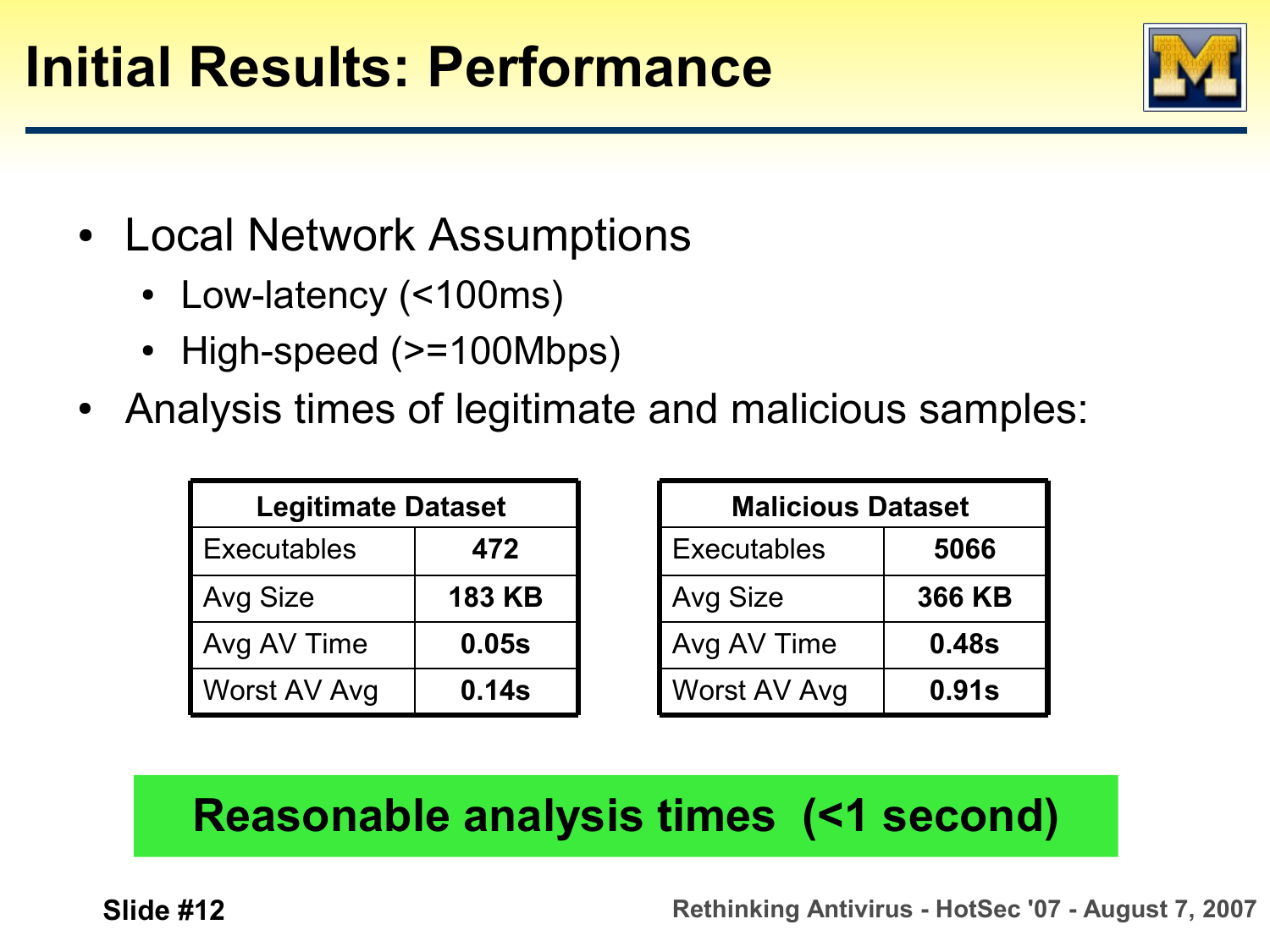# Initial Results: Performance

- Local Network Assumptions
  - Low-latency (<100ms)
  - High-speed (>=100Mbps)
- Analysis times of legitimate and malicious samples:

| Legitimate Dataset | |
|---|---|
| Executables | **472** |
| Avg Size | **183 KB** |
| Avg AV Time | **0.05s** |
| Worst AV Avg | **0.14s** |

| Malicious Dataset | |
|---|---|
| Executables | **5066** |
| Avg Size | **366 KB** |
| Avg AV Time | **0.48s** |
| Worst AV Avg | **0.91s** |

**Reasonable analysis times (<1 second)**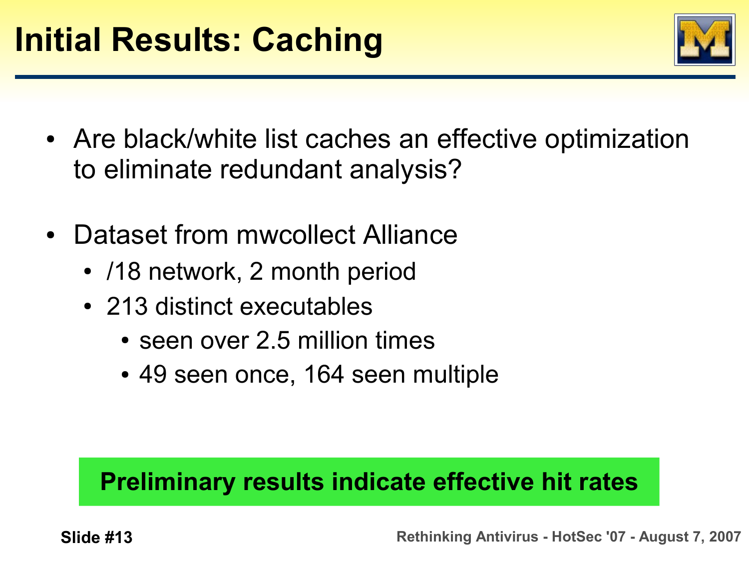# Initial Results: Caching

- Are black/white list caches an effective optimization to eliminate redundant analysis?
- Dataset from mwcollect Alliance
  - /18 network, 2 month period
  - 213 distinct executables
    - seen over 2.5 million times
    - 49 seen once, 164 seen multiple

**Preliminary results indicate effective hit rates**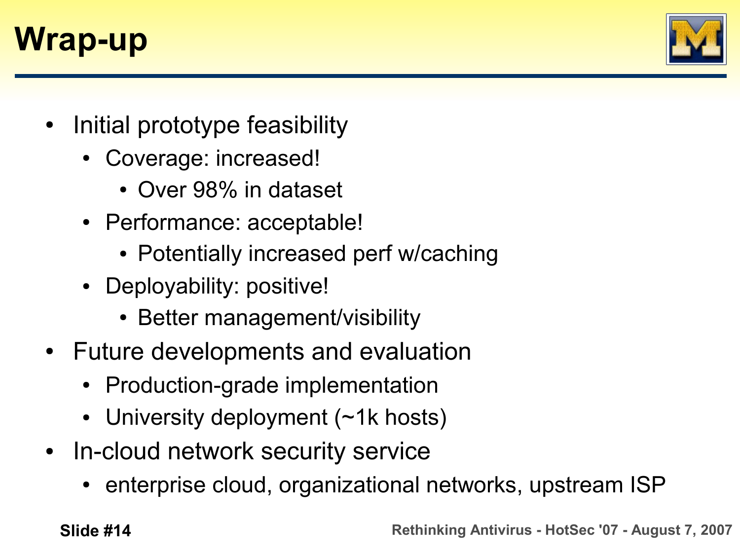# Wrap-up

- Initial prototype feasibility
  - Coverage: increased!
    - Over 98% in dataset
  - Performance: acceptable!
    - Potentially increased perf w/caching
  - Deployability: positive!
    - Better management/visibility
- Future developments and evaluation
  - Production-grade implementation
  - University deployment (~1k hosts)
- In-cloud network security service
  - enterprise cloud, organizational networks, upstream ISP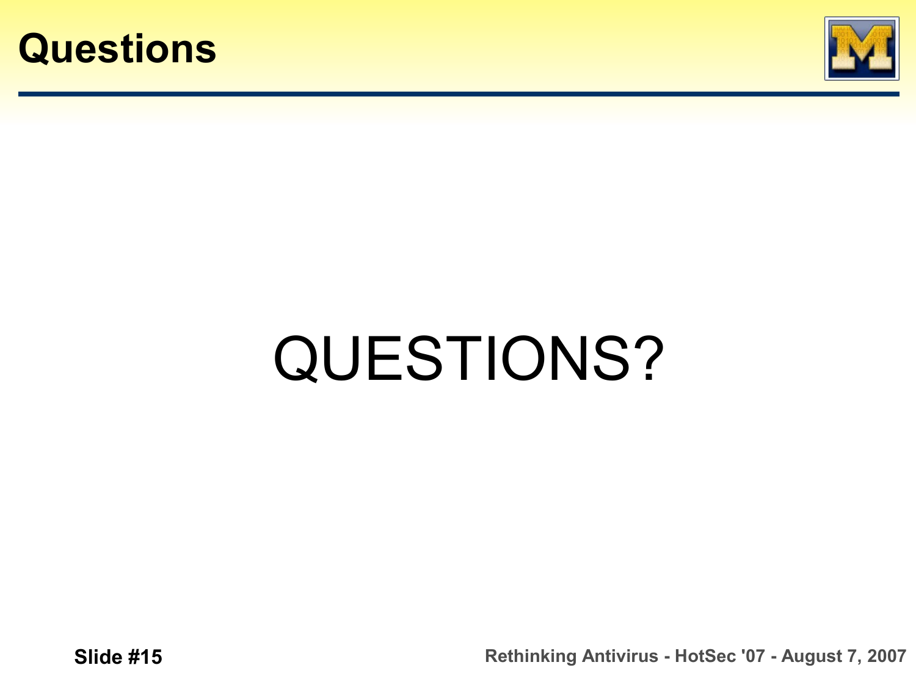# Questions

QUESTIONS?